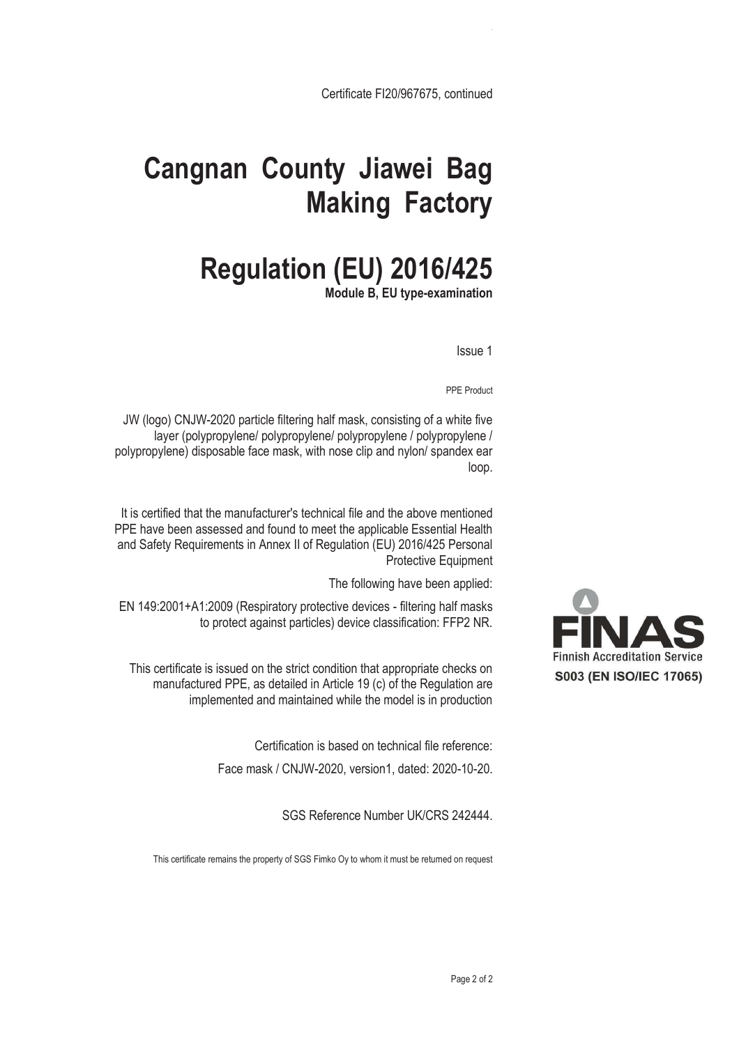Certificate FI20/967675, continued

# Cangnan County Jiawei Bag Making Factory

# Regulation (EU) 2016/425

**Module B, EU type-examination**

Issue 1

PPE Product

JW (logo) CNJW-2020 particle filtering half mask, consisting of a white five layer (polypropylene/ polypropylene/ polypropylene / polypropylene / polypropylene) disposable face mask, with nose clip and nylon/ spandex ear loop.

It is certified that the manufacturer's technical file and the above mentioned PPE have been assessed and found to meet the applicable Essential Health and Safety Requirements in Annex II of Regulation (EU) 2016/425 Personal Protective Equipment

The following have been applied:

EN 149:2001+A1:2009 (Respiratory protective devices - filtering half masks to protect against particles) device classification: FFP2 NR.

This certificate is issued on the strict condition that appropriate checks on manufactured PPE, as detailed in Article 19 (c) of the Regulation are implemented and maintained while the model is in production

Certification is based on technical file reference:

Face mask / CNJW-2020, version1, dated: 2020-10-20.

SGS Reference Number UK/CRS 242444.

This certificate remains the property of SGS Fimko Oy to whom it must be returned on request

FINAS
Finnish Accreditation Service
S003 (EN ISO/IEC 17065)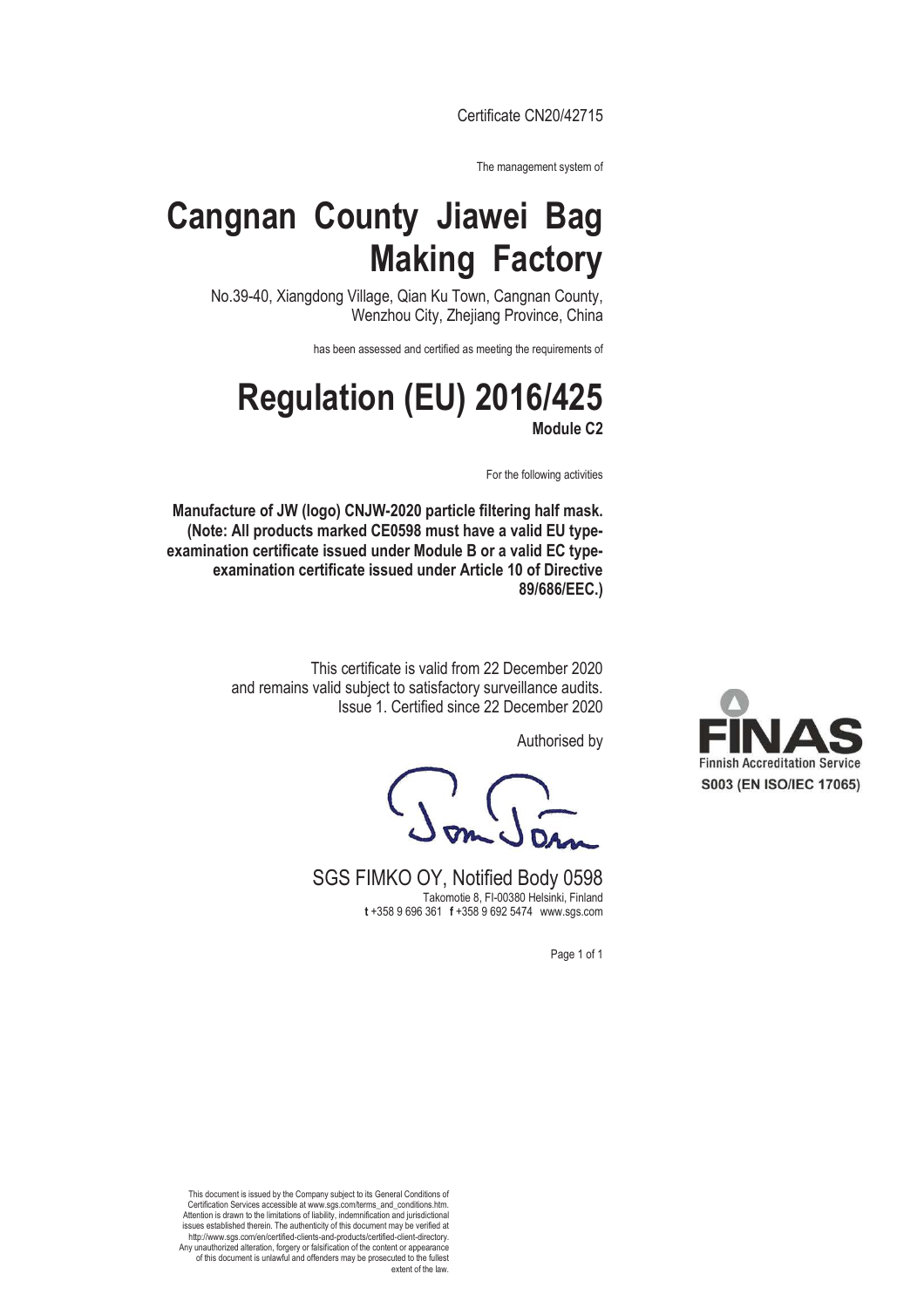Certificate CN20/42715

The management system of

# Cangnan County Jiawei Bag Making Factory

No.39-40, Xiangdong Village, Qian Ku Town, Cangnan County, Wenzhou City, Zhejiang Province, China

has been assessed and certified as meeting the requirements of

# Regulation (EU) 2016/425

**Module C2**

For the following activities

**Manufacture of JW (logo) CNJW-2020 particle filtering half mask. (Note: All products marked CE0598 must have a valid EU type-examination certificate issued under Module B or a valid EC type-examination certificate issued under Article 10 of Directive 89/686/EEC.)**

This certificate is valid from 22 December 2020 and remains valid subject to satisfactory surveillance audits.
Issue 1. Certified since 22 December 2020

Authorised by

FINAS
Finnish Accreditation Service
S003 (EN ISO/IEC 17065)

SGS FIMKO OY, Notified Body 0598
Takomotie 8, FI-00380 Helsinki, Finland
**t** +358 9 696 361 **f** +358 9 692 5474 www.sgs.com

This document is issued by the Company subject to its General Conditions of Certification Services accessible at www.sgs.com/terms_and_conditions.htm. Attention is drawn to the limitations of liability, indemnification and jurisdictional issues established therein. The authenticity of this document may be verified at http://www.sgs.com/en/certified-clients-and-products/certified-client-directory. Any unauthorized alteration, forgery or falsification of the content or appearance of this document is unlawful and offenders may be prosecuted to the fullest extent of the law.